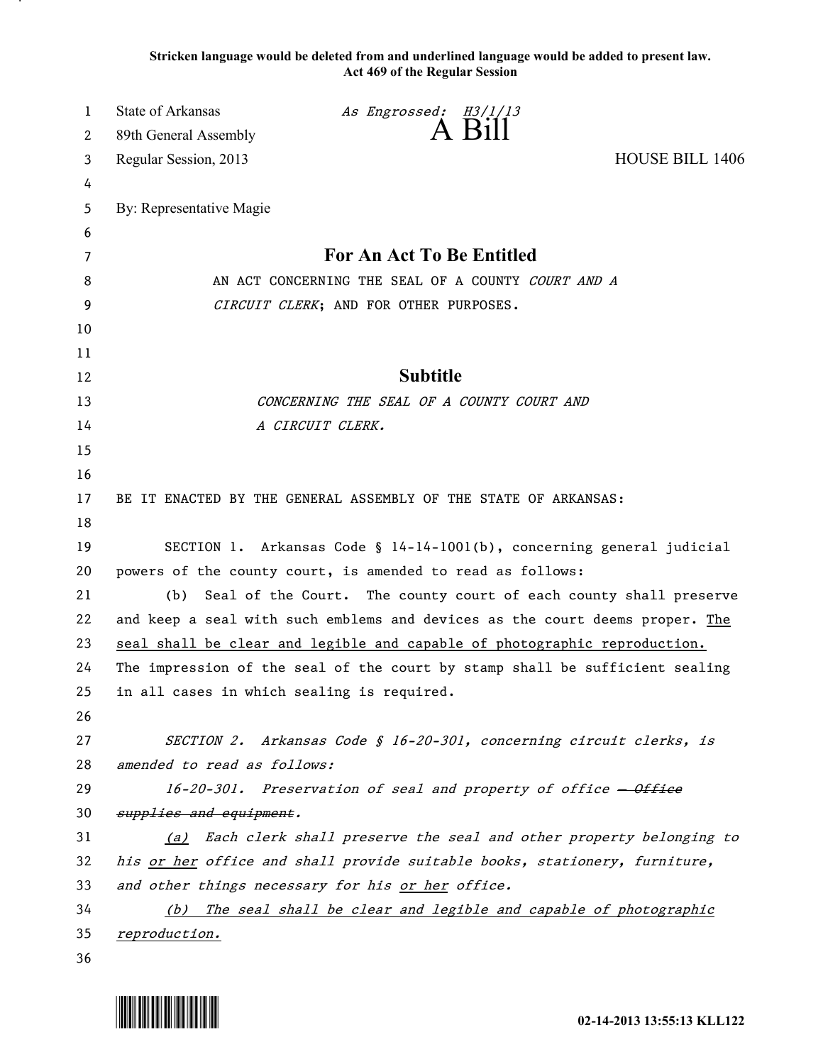**Stricken language would be deleted from and underlined language would be added to present law.**
**Act 469 of the Regular Session**

State of Arkansas *As Engrossed: H3/1/13*
89th General Assembly **A Bill**
Regular Session, 2013 HOUSE BILL 1406

By: Representative Magie

## For An Act To Be Entitled

AN ACT CONCERNING THE SEAL OF A COUNTY *COURT AND A CIRCUIT CLERK*; AND FOR OTHER PURPOSES.

## Subtitle

*CONCERNING THE SEAL OF A COUNTY COURT AND A CIRCUIT CLERK.*

BE IT ENACTED BY THE GENERAL ASSEMBLY OF THE STATE OF ARKANSAS:

SECTION 1. Arkansas Code § 14-14-1001(b), concerning general judicial powers of the county court, is amended to read as follows:

(b) Seal of the Court. The county court of each county shall preserve and keep a seal with such emblems and devices as the court deems proper. <u>The seal shall be clear and legible and capable of photographic reproduction.</u> The impression of the seal of the court by stamp shall be sufficient sealing in all cases in which sealing is required.

*SECTION 2. Arkansas Code § 16-20-301, concerning circuit clerks, is amended to read as follows:*

*16-20-301. Preservation of seal and property of office ~~— Office supplies and equipment~~.*

*<u>(a)</u> Each clerk shall preserve the seal and other property belonging to his <u>or her</u> office and shall provide suitable books, stationery, furniture, and other things necessary for his <u>or her</u> office.*

*<u>(b) The seal shall be clear and legible and capable of photographic reproduction.</u>*

02-14-2013 13:55:13 KLL122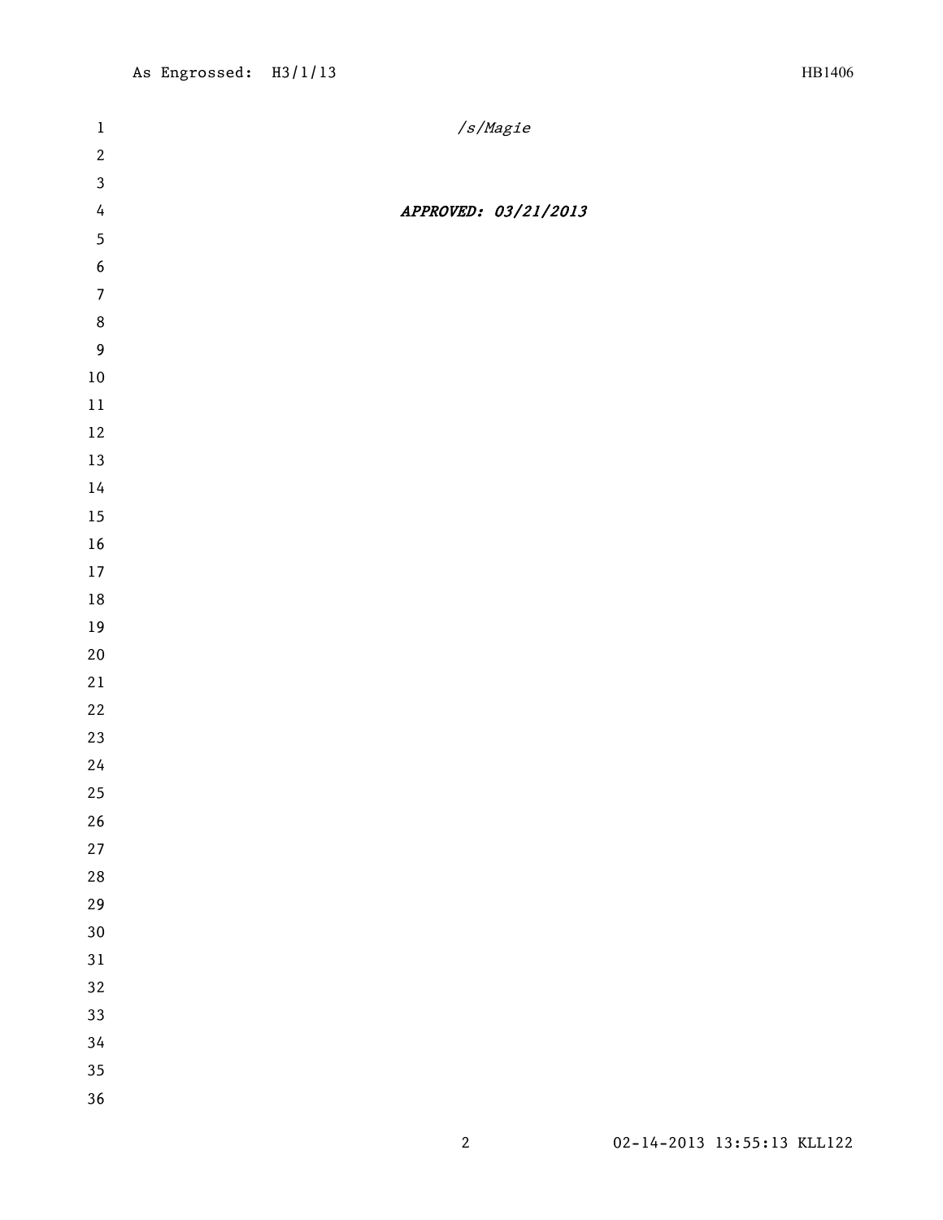*/s/Magie*

***APPROVED: 03/21/2013***